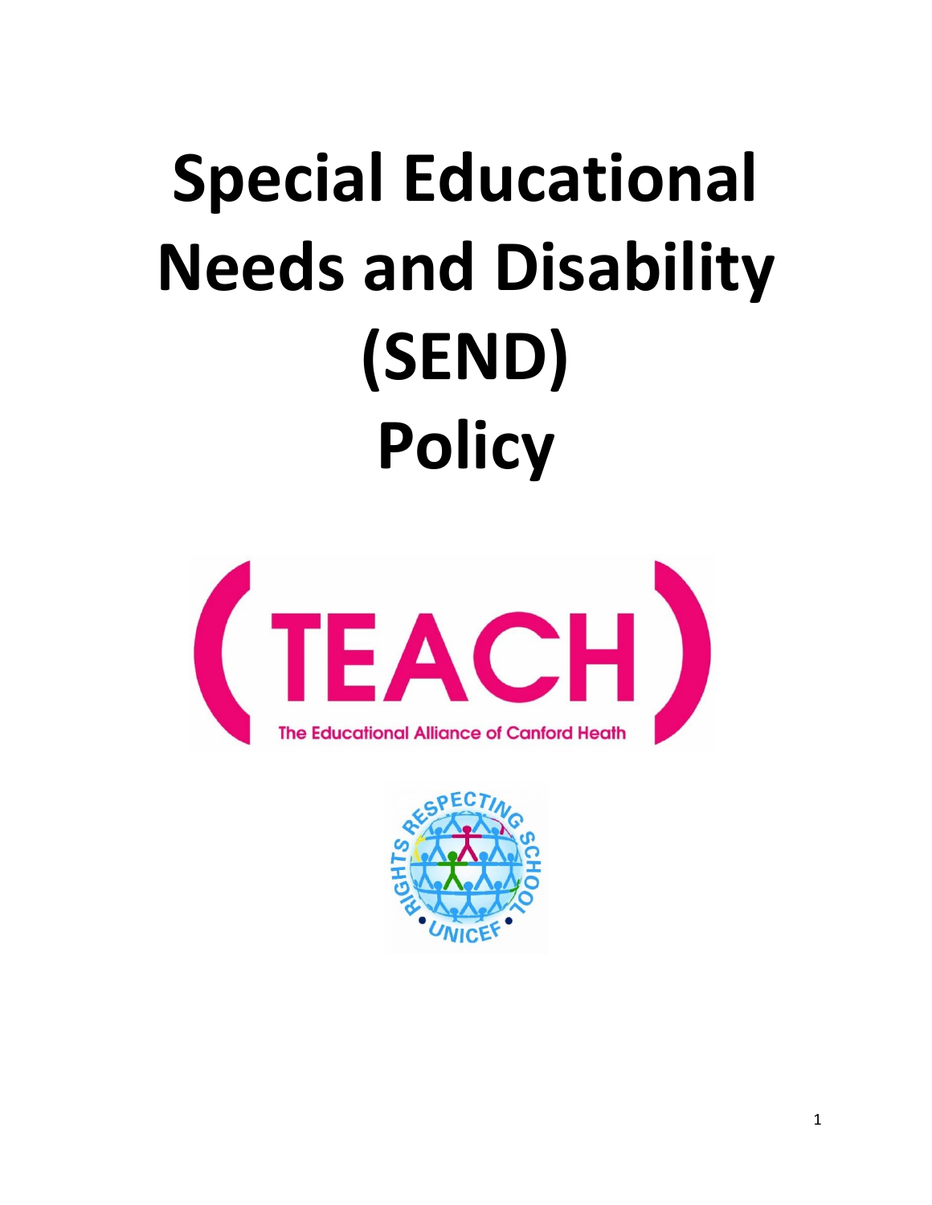# Special Educational Needs and Disability (SEND) Policy

TEACH

The Educational Alliance of Canford Heath

RIGHTS RESPECTING SCHOOL • UNICEF •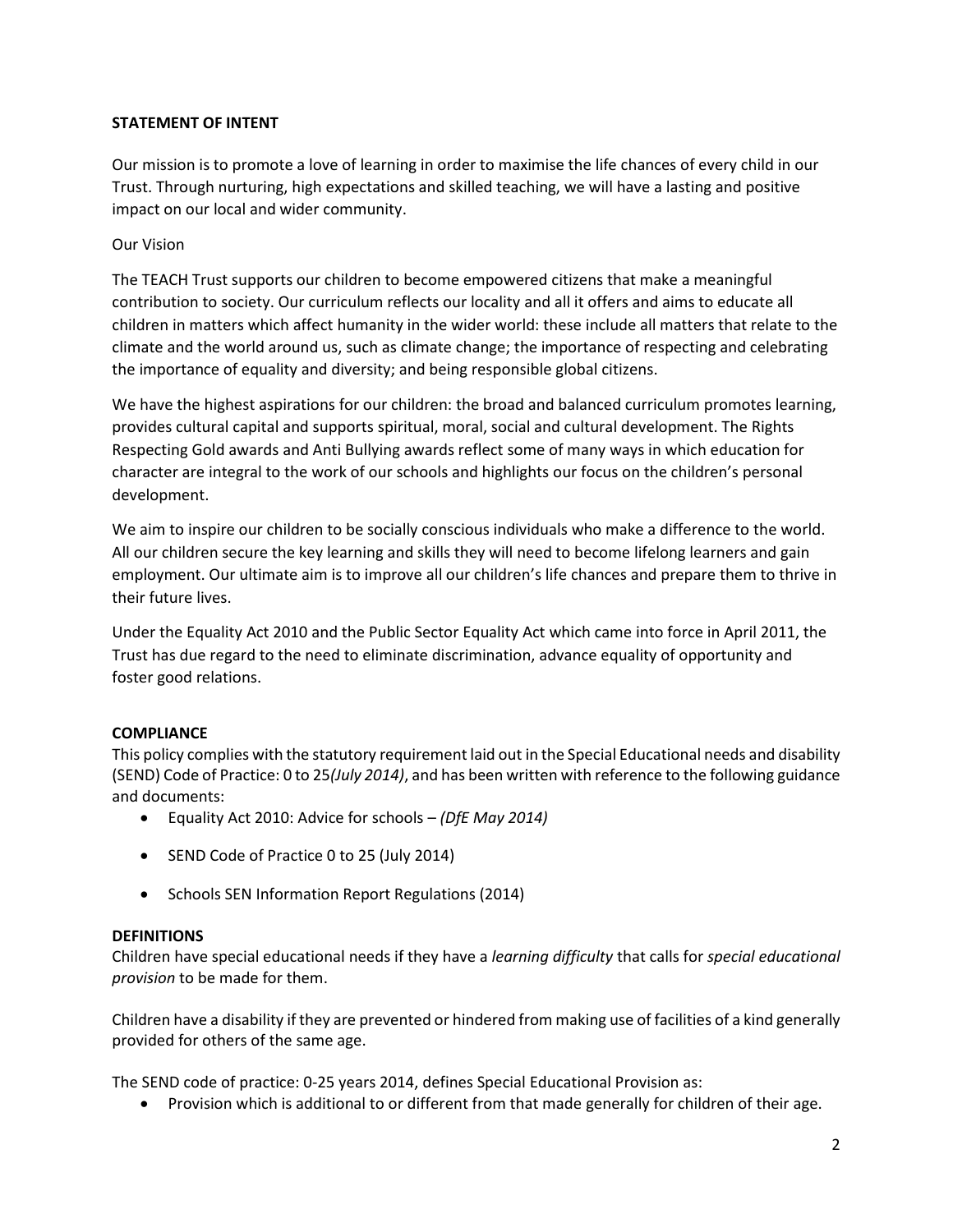## STATEMENT OF INTENT

Our mission is to promote a love of learning in order to maximise the life chances of every child in our Trust. Through nurturing, high expectations and skilled teaching, we will have a lasting and positive impact on our local and wider community.

Our Vision

The TEACH Trust supports our children to become empowered citizens that make a meaningful contribution to society. Our curriculum reflects our locality and all it offers and aims to educate all children in matters which affect humanity in the wider world: these include all matters that relate to the climate and the world around us, such as climate change; the importance of respecting and celebrating the importance of equality and diversity; and being responsible global citizens.

We have the highest aspirations for our children: the broad and balanced curriculum promotes learning, provides cultural capital and supports spiritual, moral, social and cultural development. The Rights Respecting Gold awards and Anti Bullying awards reflect some of many ways in which education for character are integral to the work of our schools and highlights our focus on the children's personal development.

We aim to inspire our children to be socially conscious individuals who make a difference to the world. All our children secure the key learning and skills they will need to become lifelong learners and gain employment. Our ultimate aim is to improve all our children's life chances and prepare them to thrive in their future lives.

Under the Equality Act 2010 and the Public Sector Equality Act which came into force in April 2011, the Trust has due regard to the need to eliminate discrimination, advance equality of opportunity and foster good relations.

## COMPLIANCE

This policy complies with the statutory requirement laid out in the Special Educational needs and disability (SEND) Code of Practice: 0 to 25*(July 2014)*, and has been written with reference to the following guidance and documents:

- Equality Act 2010: Advice for schools – *(DfE May 2014)*
- SEND Code of Practice 0 to 25 (July 2014)
- Schools SEN Information Report Regulations (2014)

## DEFINITIONS

Children have special educational needs if they have a *learning difficulty* that calls for *special educational provision* to be made for them.

Children have a disability if they are prevented or hindered from making use of facilities of a kind generally provided for others of the same age.

The SEND code of practice: 0-25 years 2014, defines Special Educational Provision as:

- Provision which is additional to or different from that made generally for children of their age.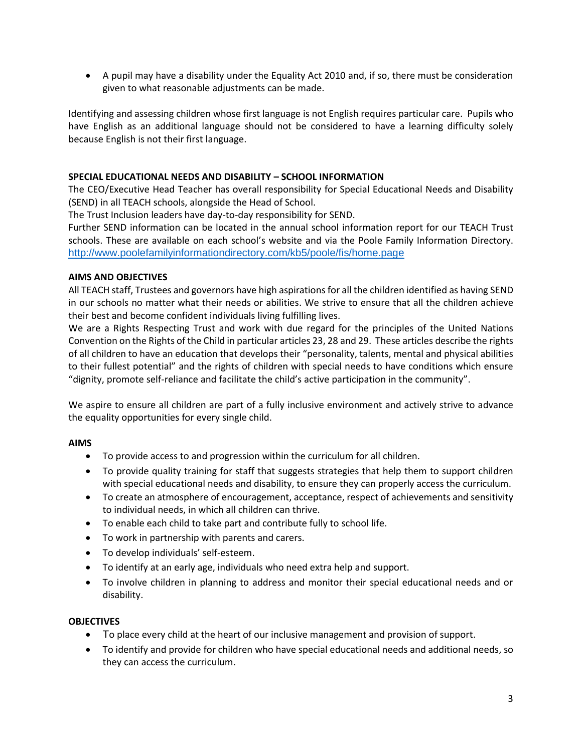- A pupil may have a disability under the Equality Act 2010 and, if so, there must be consideration given to what reasonable adjustments can be made.

Identifying and assessing children whose first language is not English requires particular care. Pupils who have English as an additional language should not be considered to have a learning difficulty solely because English is not their first language.

**SPECIAL EDUCATIONAL NEEDS AND DISABILITY – SCHOOL INFORMATION**

The CEO/Executive Head Teacher has overall responsibility for Special Educational Needs and Disability (SEND) in all TEACH schools, alongside the Head of School.

The Trust Inclusion leaders have day-to-day responsibility for SEND.

Further SEND information can be located in the annual school information report for our TEACH Trust schools. These are available on each school's website and via the Poole Family Information Directory. http://www.poolefamilyinformationdirectory.com/kb5/poole/fis/home.page

**AIMS AND OBJECTIVES**

All TEACH staff, Trustees and governors have high aspirations for all the children identified as having SEND in our schools no matter what their needs or abilities. We strive to ensure that all the children achieve their best and become confident individuals living fulfilling lives.

We are a Rights Respecting Trust and work with due regard for the principles of the United Nations Convention on the Rights of the Child in particular articles 23, 28 and 29. These articles describe the rights of all children to have an education that develops their "personality, talents, mental and physical abilities to their fullest potential" and the rights of children with special needs to have conditions which ensure "dignity, promote self-reliance and facilitate the child's active participation in the community".

We aspire to ensure all children are part of a fully inclusive environment and actively strive to advance the equality opportunities for every single child.

**AIMS**

- To provide access to and progression within the curriculum for all children.
- To provide quality training for staff that suggests strategies that help them to support children with special educational needs and disability, to ensure they can properly access the curriculum.
- To create an atmosphere of encouragement, acceptance, respect of achievements and sensitivity to individual needs, in which all children can thrive.
- To enable each child to take part and contribute fully to school life.
- To work in partnership with parents and carers.
- To develop individuals' self-esteem.
- To identify at an early age, individuals who need extra help and support.
- To involve children in planning to address and monitor their special educational needs and or disability.

**OBJECTIVES**

- To place every child at the heart of our inclusive management and provision of support.
- To identify and provide for children who have special educational needs and additional needs, so they can access the curriculum.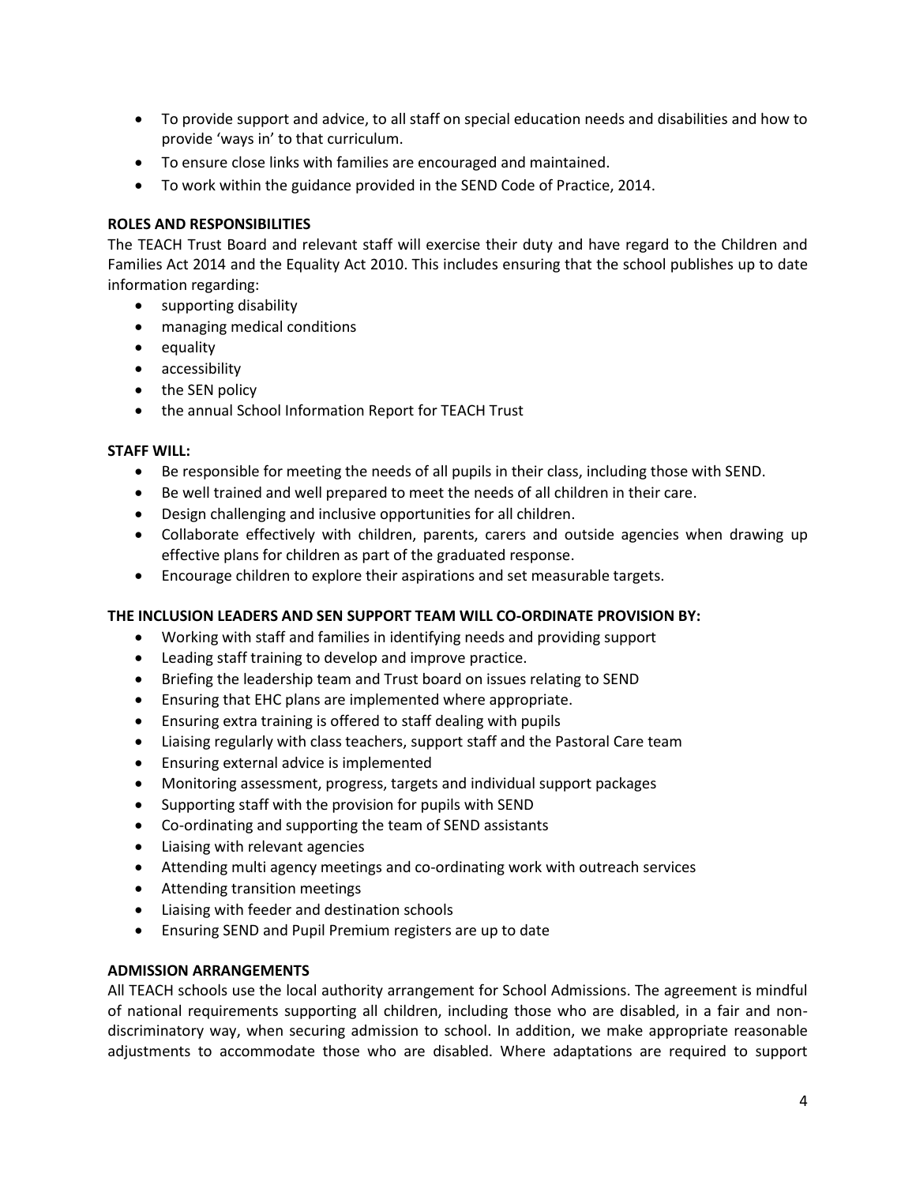- To provide support and advice, to all staff on special education needs and disabilities and how to provide 'ways in' to that curriculum.
- To ensure close links with families are encouraged and maintained.
- To work within the guidance provided in the SEND Code of Practice, 2014.

**ROLES AND RESPONSIBILITIES**

The TEACH Trust Board and relevant staff will exercise their duty and have regard to the Children and Families Act 2014 and the Equality Act 2010. This includes ensuring that the school publishes up to date information regarding:

- supporting disability
- managing medical conditions
- equality
- accessibility
- the SEN policy
- the annual School Information Report for TEACH Trust

**STAFF WILL:**

- Be responsible for meeting the needs of all pupils in their class, including those with SEND.
- Be well trained and well prepared to meet the needs of all children in their care.
- Design challenging and inclusive opportunities for all children.
- Collaborate effectively with children, parents, carers and outside agencies when drawing up effective plans for children as part of the graduated response.
- Encourage children to explore their aspirations and set measurable targets.

**THE INCLUSION LEADERS AND SEN SUPPORT TEAM WILL CO-ORDINATE PROVISION BY:**

- Working with staff and families in identifying needs and providing support
- Leading staff training to develop and improve practice.
- Briefing the leadership team and Trust board on issues relating to SEND
- Ensuring that EHC plans are implemented where appropriate.
- Ensuring extra training is offered to staff dealing with pupils
- Liaising regularly with class teachers, support staff and the Pastoral Care team
- Ensuring external advice is implemented
- Monitoring assessment, progress, targets and individual support packages
- Supporting staff with the provision for pupils with SEND
- Co-ordinating and supporting the team of SEND assistants
- Liaising with relevant agencies
- Attending multi agency meetings and co-ordinating work with outreach services
- Attending transition meetings
- Liaising with feeder and destination schools
- Ensuring SEND and Pupil Premium registers are up to date

**ADMISSION ARRANGEMENTS**

All TEACH schools use the local authority arrangement for School Admissions. The agreement is mindful of national requirements supporting all children, including those who are disabled, in a fair and non-discriminatory way, when securing admission to school. In addition, we make appropriate reasonable adjustments to accommodate those who are disabled. Where adaptations are required to support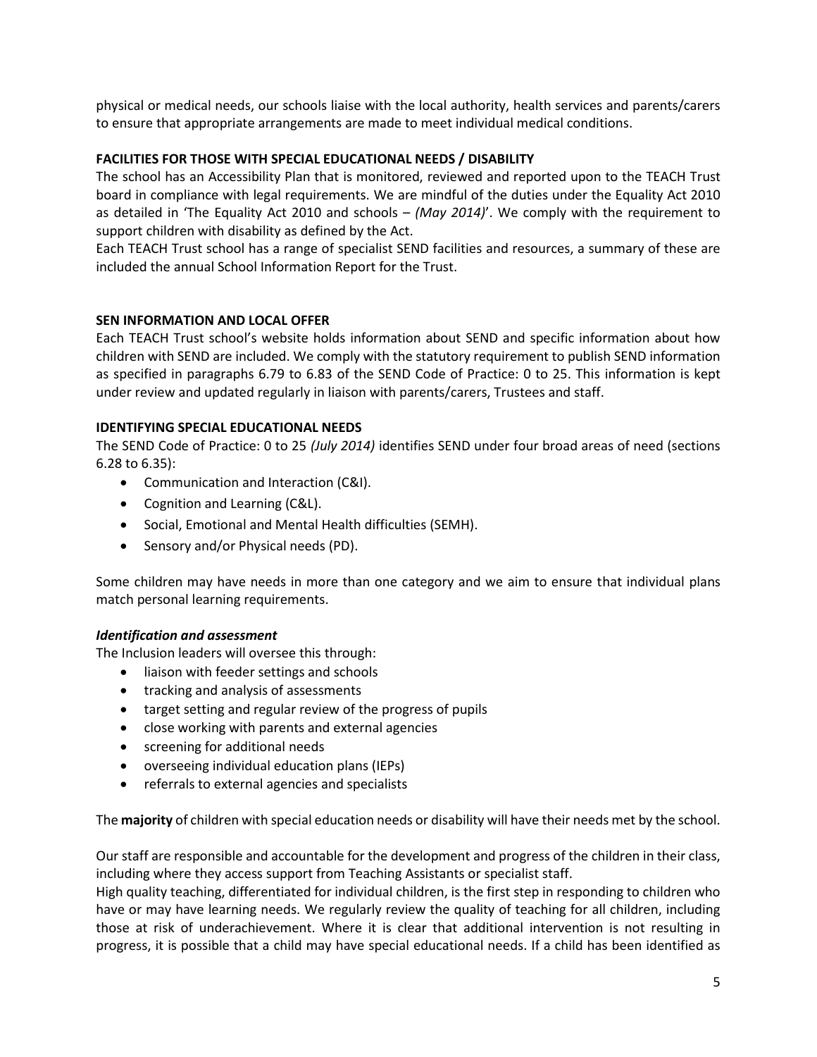physical or medical needs, our schools liaise with the local authority, health services and parents/carers to ensure that appropriate arrangements are made to meet individual medical conditions.

**FACILITIES FOR THOSE WITH SPECIAL EDUCATIONAL NEEDS / DISABILITY**

The school has an Accessibility Plan that is monitored, reviewed and reported upon to the TEACH Trust board in compliance with legal requirements. We are mindful of the duties under the Equality Act 2010 as detailed in 'The Equality Act 2010 and schools – *(May 2014)*'. We comply with the requirement to support children with disability as defined by the Act.

Each TEACH Trust school has a range of specialist SEND facilities and resources, a summary of these are included the annual School Information Report for the Trust.

**SEN INFORMATION AND LOCAL OFFER**

Each TEACH Trust school's website holds information about SEND and specific information about how children with SEND are included. We comply with the statutory requirement to publish SEND information as specified in paragraphs 6.79 to 6.83 of the SEND Code of Practice: 0 to 25. This information is kept under review and updated regularly in liaison with parents/carers, Trustees and staff.

**IDENTIFYING SPECIAL EDUCATIONAL NEEDS**

The SEND Code of Practice: 0 to 25 *(July 2014)* identifies SEND under four broad areas of need (sections 6.28 to 6.35):

- Communication and Interaction (C&I).
- Cognition and Learning (C&L).
- Social, Emotional and Mental Health difficulties (SEMH).
- Sensory and/or Physical needs (PD).

Some children may have needs in more than one category and we aim to ensure that individual plans match personal learning requirements.

***Identification and assessment***

The Inclusion leaders will oversee this through:

- liaison with feeder settings and schools
- tracking and analysis of assessments
- target setting and regular review of the progress of pupils
- close working with parents and external agencies
- screening for additional needs
- overseeing individual education plans (IEPs)
- referrals to external agencies and specialists

The **majority** of children with special education needs or disability will have their needs met by the school.

Our staff are responsible and accountable for the development and progress of the children in their class, including where they access support from Teaching Assistants or specialist staff.

High quality teaching, differentiated for individual children, is the first step in responding to children who have or may have learning needs. We regularly review the quality of teaching for all children, including those at risk of underachievement. Where it is clear that additional intervention is not resulting in progress, it is possible that a child may have special educational needs. If a child has been identified as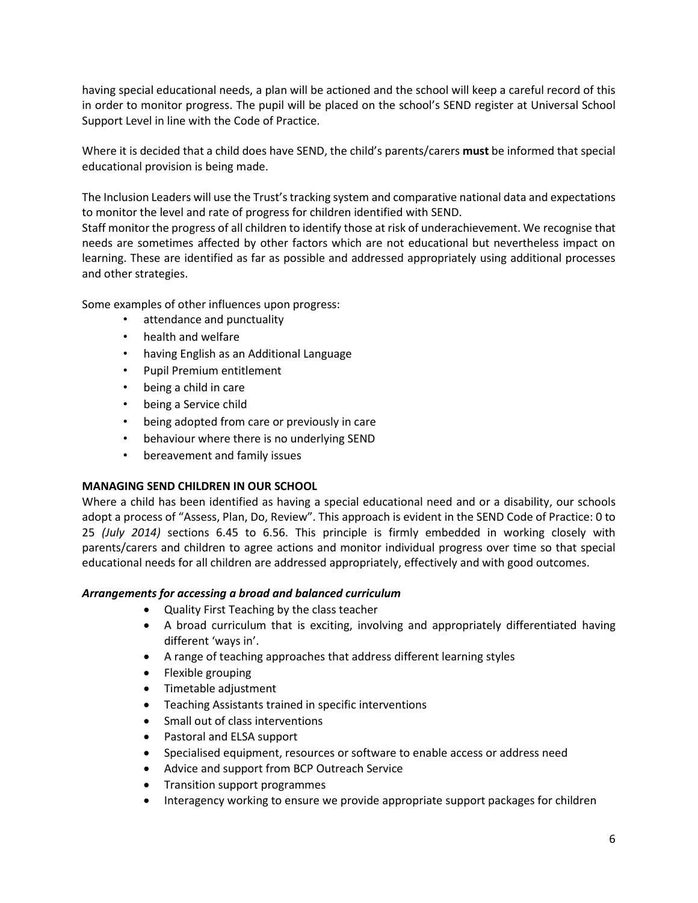having special educational needs, a plan will be actioned and the school will keep a careful record of this in order to monitor progress. The pupil will be placed on the school's SEND register at Universal School Support Level in line with the Code of Practice.

Where it is decided that a child does have SEND, the child's parents/carers **must** be informed that special educational provision is being made.

The Inclusion Leaders will use the Trust's tracking system and comparative national data and expectations to monitor the level and rate of progress for children identified with SEND.
Staff monitor the progress of all children to identify those at risk of underachievement. We recognise that needs are sometimes affected by other factors which are not educational but nevertheless impact on learning. These are identified as far as possible and addressed appropriately using additional processes and other strategies.

Some examples of other influences upon progress:

- attendance and punctuality
- health and welfare
- having English as an Additional Language
- Pupil Premium entitlement
- being a child in care
- being a Service child
- being adopted from care or previously in care
- behaviour where there is no underlying SEND
- bereavement and family issues

**MANAGING SEND CHILDREN IN OUR SCHOOL**

Where a child has been identified as having a special educational need and or a disability, our schools adopt a process of "Assess, Plan, Do, Review". This approach is evident in the SEND Code of Practice: 0 to 25 *(July 2014)* sections 6.45 to 6.56. This principle is firmly embedded in working closely with parents/carers and children to agree actions and monitor individual progress over time so that special educational needs for all children are addressed appropriately, effectively and with good outcomes.

***Arrangements for accessing a broad and balanced curriculum***

- Quality First Teaching by the class teacher
- A broad curriculum that is exciting, involving and appropriately differentiated having different 'ways in'.
- A range of teaching approaches that address different learning styles
- Flexible grouping
- Timetable adjustment
- Teaching Assistants trained in specific interventions
- Small out of class interventions
- Pastoral and ELSA support
- Specialised equipment, resources or software to enable access or address need
- Advice and support from BCP Outreach Service
- Transition support programmes
- Interagency working to ensure we provide appropriate support packages for children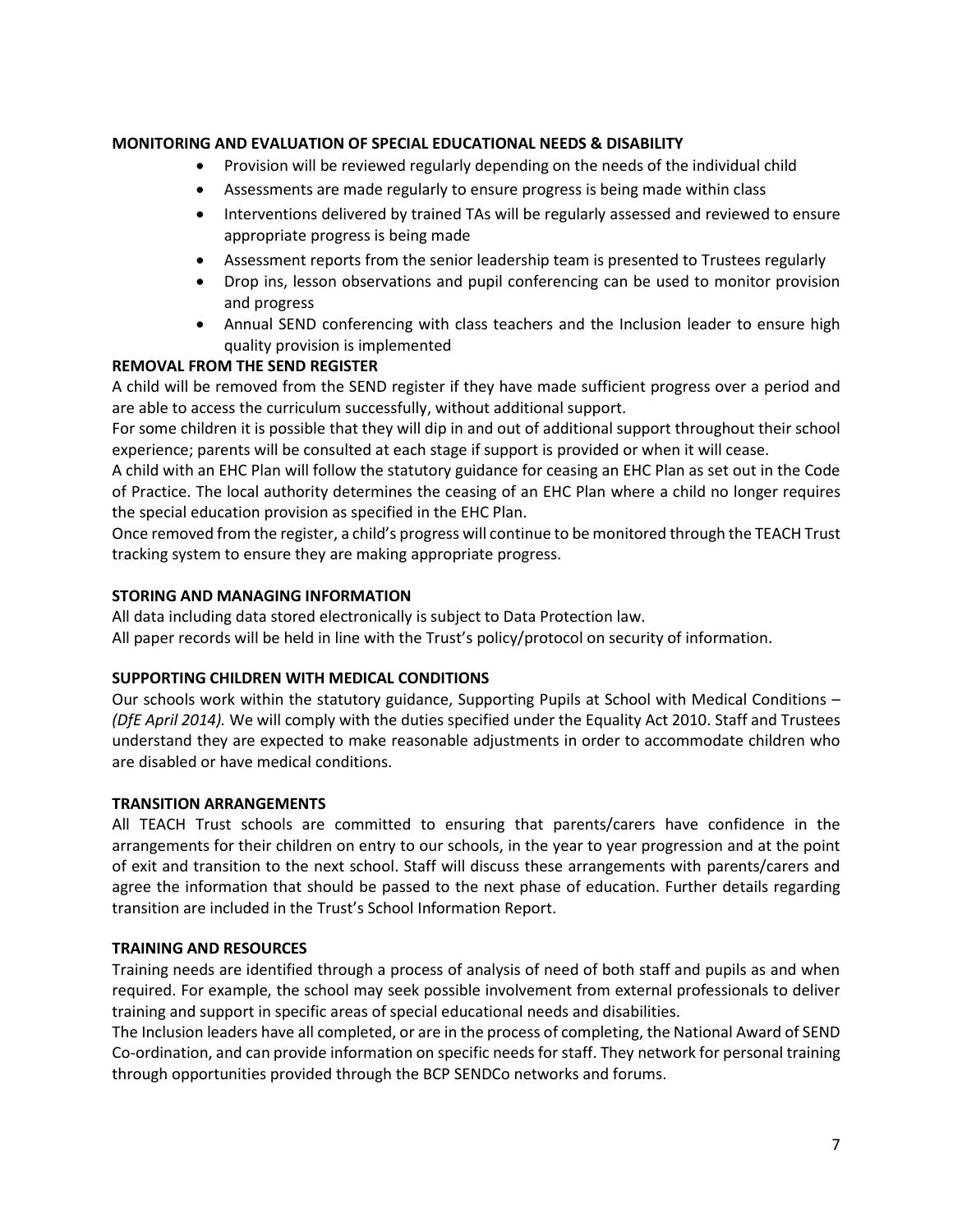**MONITORING AND EVALUATION OF SPECIAL EDUCATIONAL NEEDS & DISABILITY**

- Provision will be reviewed regularly depending on the needs of the individual child
- Assessments are made regularly to ensure progress is being made within class
- Interventions delivered by trained TAs will be regularly assessed and reviewed to ensure appropriate progress is being made
- Assessment reports from the senior leadership team is presented to Trustees regularly
- Drop ins, lesson observations and pupil conferencing can be used to monitor provision and progress
- Annual SEND conferencing with class teachers and the Inclusion leader to ensure high quality provision is implemented

**REMOVAL FROM THE SEND REGISTER**

A child will be removed from the SEND register if they have made sufficient progress over a period and are able to access the curriculum successfully, without additional support.

For some children it is possible that they will dip in and out of additional support throughout their school experience; parents will be consulted at each stage if support is provided or when it will cease.

A child with an EHC Plan will follow the statutory guidance for ceasing an EHC Plan as set out in the Code of Practice. The local authority determines the ceasing of an EHC Plan where a child no longer requires the special education provision as specified in the EHC Plan.

Once removed from the register, a child's progress will continue to be monitored through the TEACH Trust tracking system to ensure they are making appropriate progress.

**STORING AND MANAGING INFORMATION**

All data including data stored electronically is subject to Data Protection law.

All paper records will be held in line with the Trust's policy/protocol on security of information.

**SUPPORTING CHILDREN WITH MEDICAL CONDITIONS**

Our schools work within the statutory guidance, Supporting Pupils at School with Medical Conditions – *(DfE April 2014).* We will comply with the duties specified under the Equality Act 2010. Staff and Trustees understand they are expected to make reasonable adjustments in order to accommodate children who are disabled or have medical conditions.

**TRANSITION ARRANGEMENTS**

All TEACH Trust schools are committed to ensuring that parents/carers have confidence in the arrangements for their children on entry to our schools, in the year to year progression and at the point of exit and transition to the next school. Staff will discuss these arrangements with parents/carers and agree the information that should be passed to the next phase of education. Further details regarding transition are included in the Trust's School Information Report.

**TRAINING AND RESOURCES**

Training needs are identified through a process of analysis of need of both staff and pupils as and when required. For example, the school may seek possible involvement from external professionals to deliver training and support in specific areas of special educational needs and disabilities.

The Inclusion leaders have all completed, or are in the process of completing, the National Award of SEND Co-ordination, and can provide information on specific needs for staff. They network for personal training through opportunities provided through the BCP SENDCo networks and forums.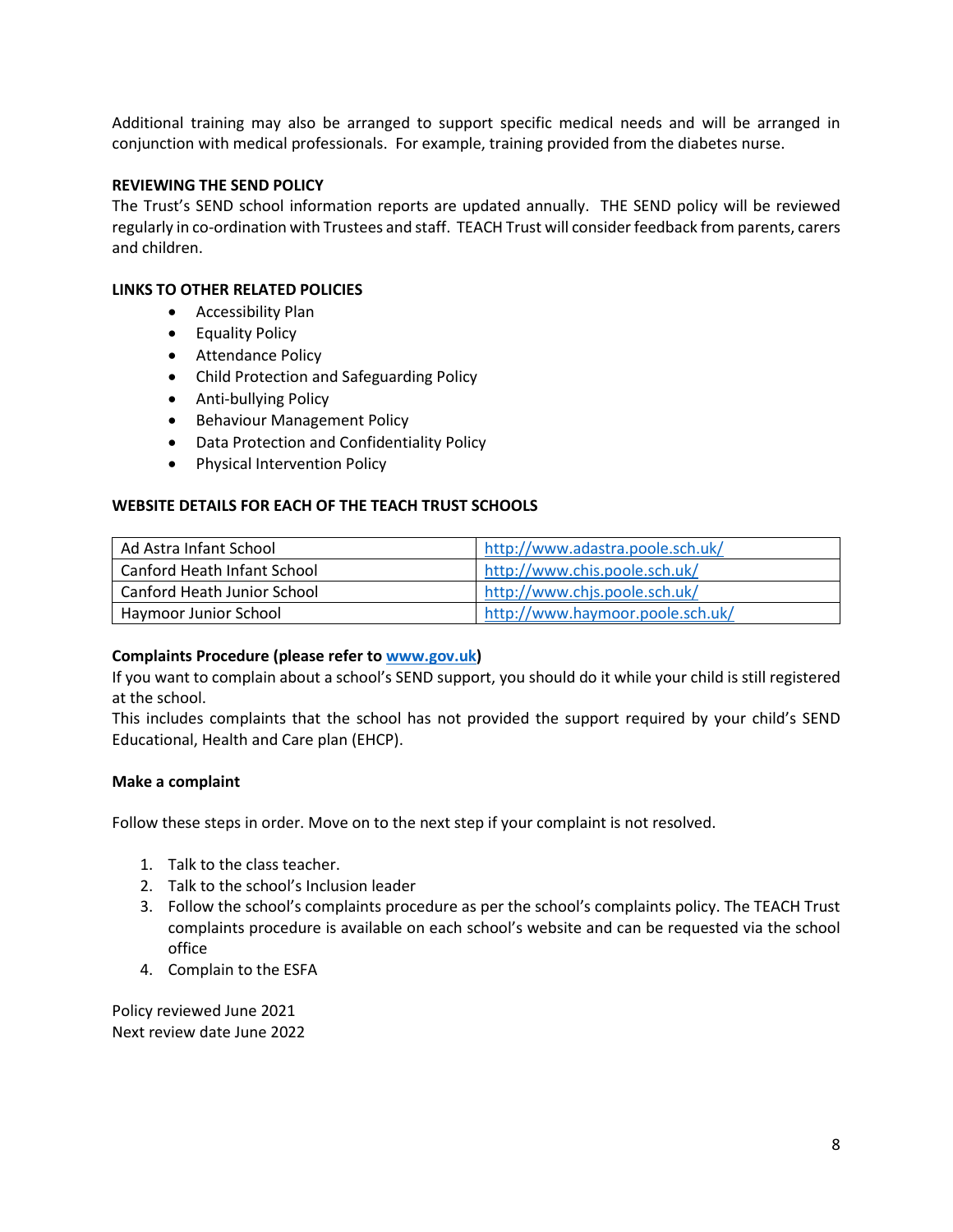Additional training may also be arranged to support specific medical needs and will be arranged in conjunction with medical professionals. For example, training provided from the diabetes nurse.

**REVIEWING THE SEND POLICY**

The Trust's SEND school information reports are updated annually. THE SEND policy will be reviewed regularly in co-ordination with Trustees and staff. TEACH Trust will consider feedback from parents, carers and children.

**LINKS TO OTHER RELATED POLICIES**

- Accessibility Plan
- Equality Policy
- Attendance Policy
- Child Protection and Safeguarding Policy
- Anti-bullying Policy
- Behaviour Management Policy
- Data Protection and Confidentiality Policy
- Physical Intervention Policy

**WEBSITE DETAILS FOR EACH OF THE TEACH TRUST SCHOOLS**

| | |
|---|---|
| Ad Astra Infant School | http://www.adastra.poole.sch.uk/ |
| Canford Heath Infant School | http://www.chis.poole.sch.uk/ |
| Canford Heath Junior School | http://www.chjs.poole.sch.uk/ |
| Haymoor Junior School | http://www.haymoor.poole.sch.uk/ |

**Complaints Procedure (please refer to www.gov.uk)**

If you want to complain about a school's SEND support, you should do it while your child is still registered at the school.

This includes complaints that the school has not provided the support required by your child's SEND Educational, Health and Care plan (EHCP).

**Make a complaint**

Follow these steps in order. Move on to the next step if your complaint is not resolved.

1. Talk to the class teacher.
2. Talk to the school's Inclusion leader
3. Follow the school's complaints procedure as per the school's complaints policy. The TEACH Trust complaints procedure is available on each school's website and can be requested via the school office
4. Complain to the ESFA

Policy reviewed June 2021
Next review date June 2022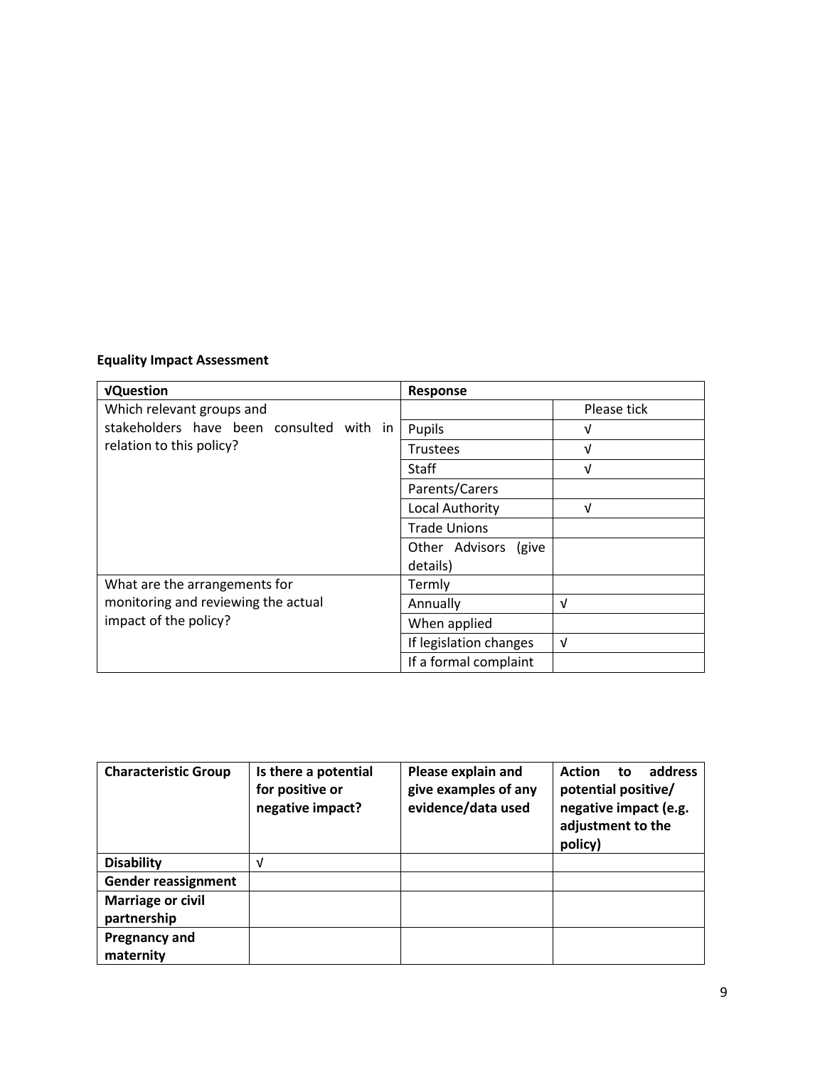**Equality Impact Assessment**

| √Question | Response | |
|---|---|---|
| Which relevant groups and stakeholders have been consulted with in relation to this policy? | | Please tick |
| | Pupils | √ |
| | Trustees | √ |
| | Staff | √ |
| | Parents/Carers | |
| | Local Authority | √ |
| | Trade Unions | |
| | Other Advisors (give details) | |
| What are the arrangements for monitoring and reviewing the actual impact of the policy? | Termly | |
| | Annually | √ |
| | When applied | |
| | If legislation changes | √ |
| | If a formal complaint | |

| Characteristic Group | Is there a potential for positive or negative impact? | Please explain and give examples of any evidence/data used | Action to address potential positive/ negative impact (e.g. adjustment to the policy) |
|---|---|---|---|
| **Disability** | √ | | |
| **Gender reassignment** | | | |
| **Marriage or civil partnership** | | | |
| **Pregnancy and maternity** | | | |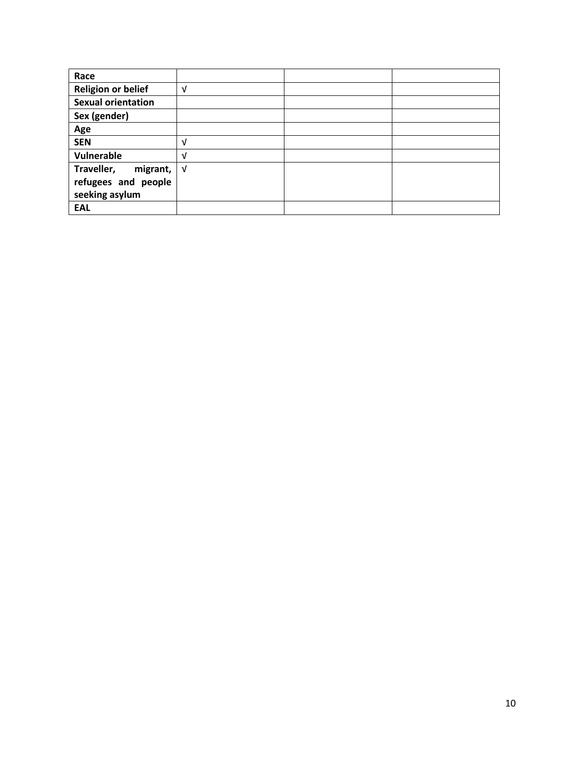| | | | |
|---|---|---|---|
| **Race** | | | |
| **Religion or belief** | √ | | |
| **Sexual orientation** | | | |
| **Sex (gender)** | | | |
| **Age** | | | |
| **SEN** | √ | | |
| **Vulnerable** | √ | | |
| **Traveller, migrant, refugees and people seeking asylum** | √ | | |
| **EAL** | | | |